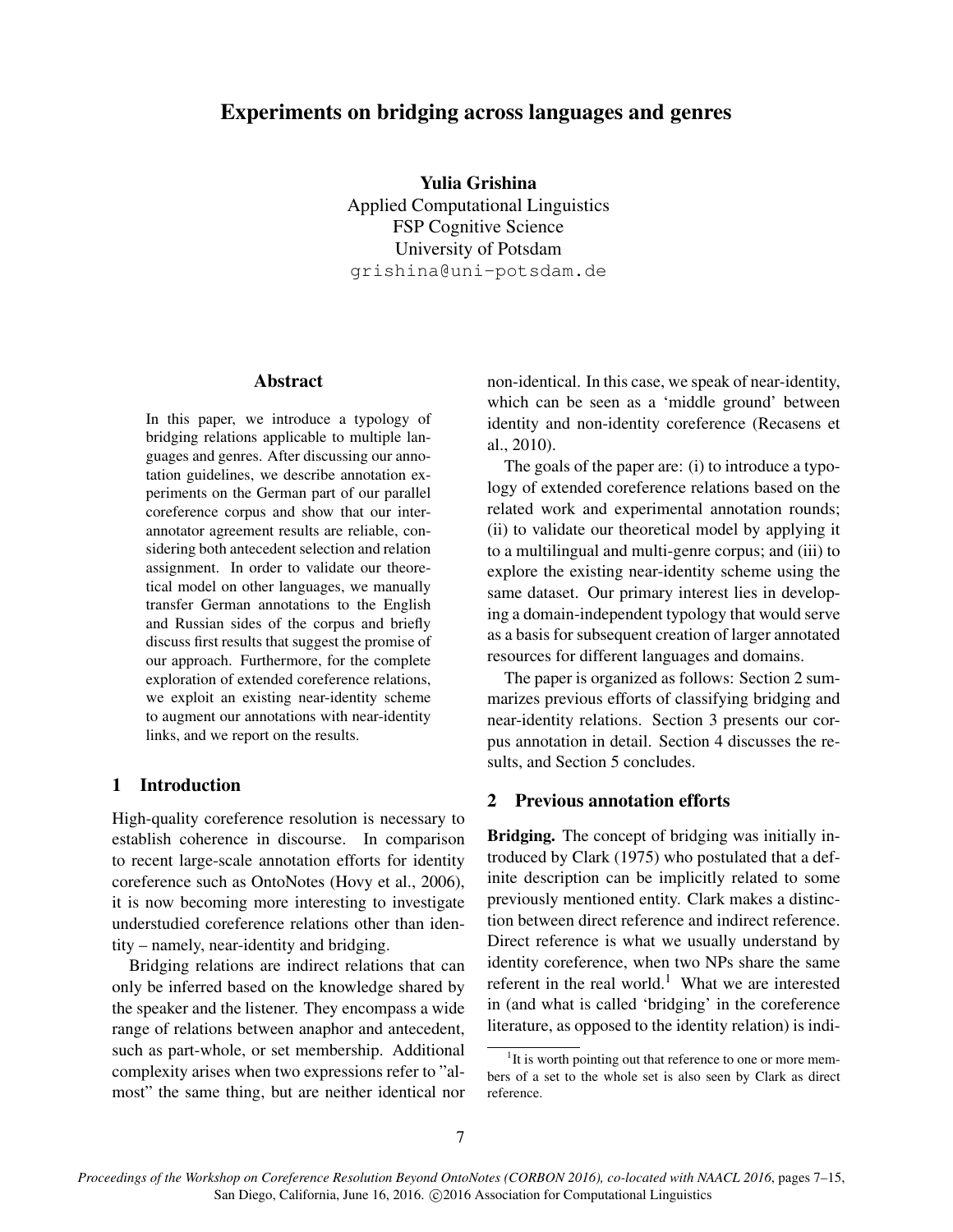# Experiments on bridging across languages and genres

**Yulia Grishina**
Applied Computational Linguistics
FSP Cognitive Science
University of Potsdam
grishina@uni-potsdam.de

## Abstract

In this paper, we introduce a typology of bridging relations applicable to multiple languages and genres. After discussing our annotation guidelines, we describe annotation experiments on the German part of our parallel coreference corpus and show that our inter-annotator agreement results are reliable, considering both antecedent selection and relation assignment. In order to validate our theoretical model on other languages, we manually transfer German annotations to the English and Russian sides of the corpus and briefly discuss first results that suggest the promise of our approach. Furthermore, for the complete exploration of extended coreference relations, we exploit an existing near-identity scheme to augment our annotations with near-identity links, and we report on the results.

## 1 Introduction

High-quality coreference resolution is necessary to establish coherence in discourse. In comparison to recent large-scale annotation efforts for identity coreference such as OntoNotes (Hovy et al., 2006), it is now becoming more interesting to investigate understudied coreference relations other than identity – namely, near-identity and bridging.

Bridging relations are indirect relations that can only be inferred based on the knowledge shared by the speaker and the listener. They encompass a wide range of relations between anaphor and antecedent, such as part-whole, or set membership. Additional complexity arises when two expressions refer to "almost" the same thing, but are neither identical nor non-identical. In this case, we speak of near-identity, which can be seen as a 'middle ground' between identity and non-identity coreference (Recasens et al., 2010).

The goals of the paper are: (i) to introduce a typology of extended coreference relations based on the related work and experimental annotation rounds; (ii) to validate our theoretical model by applying it to a multilingual and multi-genre corpus; and (iii) to explore the existing near-identity scheme using the same dataset. Our primary interest lies in developing a domain-independent typology that would serve as a basis for subsequent creation of larger annotated resources for different languages and domains.

The paper is organized as follows: Section 2 summarizes previous efforts of classifying bridging and near-identity relations. Section 3 presents our corpus annotation in detail. Section 4 discusses the results, and Section 5 concludes.

## 2 Previous annotation efforts

**Bridging.** The concept of bridging was initially introduced by Clark (1975) who postulated that a definite description can be implicitly related to some previously mentioned entity. Clark makes a distinction between direct reference and indirect reference. Direct reference is what we usually understand by identity coreference, when two NPs share the same referent in the real world.[1] What we are interested in (and what is called 'bridging' in the coreference literature, as opposed to the identity relation) is indi-

[1] It is worth pointing out that reference to one or more members of a set to the whole set is also seen by Clark as direct reference.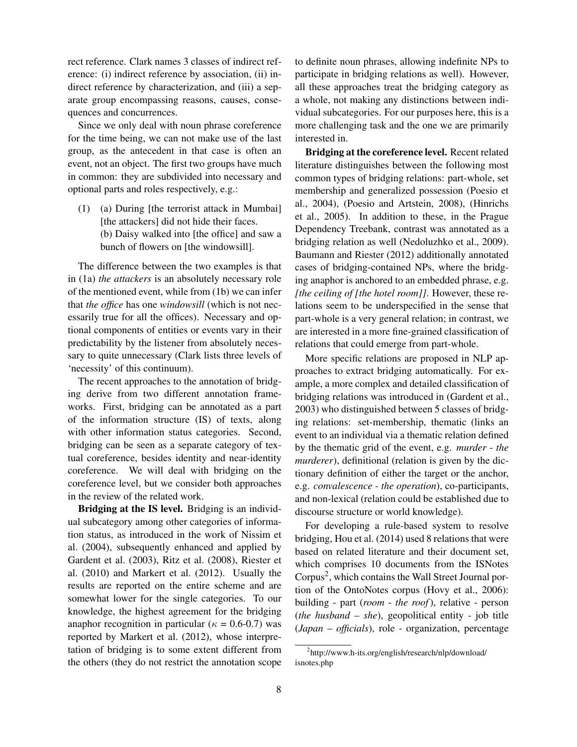rect reference. Clark names 3 classes of indirect reference: (i) indirect reference by association, (ii) indirect reference by characterization, and (iii) a separate group encompassing reasons, causes, consequences and concurrences.

Since we only deal with noun phrase coreference for the time being, we can not make use of the last group, as the antecedent in that case is often an event, not an object. The first two groups have much in common: they are subdivided into necessary and optional parts and roles respectively, e.g.:

(1) (a) During [the terrorist attack in Mumbai] [the attackers] did not hide their faces.
(b) Daisy walked into [the office] and saw a bunch of flowers on [the windowsill].

The difference between the two examples is that in (1a) *the attackers* is an absolutely necessary role of the mentioned event, while from (1b) we can infer that *the office* has one *windowsill* (which is not necessarily true for all the offices). Necessary and optional components of entities or events vary in their predictability by the listener from absolutely necessary to quite unnecessary (Clark lists three levels of 'necessity' of this continuum).

The recent approaches to the annotation of bridging derive from two different annotation frameworks. First, bridging can be annotated as a part of the information structure (IS) of texts, along with other information status categories. Second, bridging can be seen as a separate category of textual coreference, besides identity and near-identity coreference. We will deal with bridging on the coreference level, but we consider both approaches in the review of the related work.

**Bridging at the IS level.** Bridging is an individual subcategory among other categories of information status, as introduced in the work of Nissim et al. (2004), subsequently enhanced and applied by Gardent et al. (2003), Ritz et al. (2008), Riester et al. (2010) and Markert et al. (2012). Usually the results are reported on the entire scheme and are somewhat lower for the single categories. To our knowledge, the highest agreement for the bridging anaphor recognition in particular ($\kappa$ = 0.6-0.7) was reported by Markert et al. (2012), whose interpretation of bridging is to some extent different from the others (they do not restrict the annotation scope to definite noun phrases, allowing indefinite NPs to participate in bridging relations as well). However, all these approaches treat the bridging category as a whole, not making any distinctions between individual subcategories. For our purposes here, this is a more challenging task and the one we are primarily interested in.

**Bridging at the coreference level.** Recent related literature distinguishes between the following most common types of bridging relations: part-whole, set membership and generalized possession (Poesio et al., 2004), (Poesio and Artstein, 2008), (Hinrichs et al., 2005). In addition to these, in the Prague Dependency Treebank, contrast was annotated as a bridging relation as well (Nedoluzhko et al., 2009). Baumann and Riester (2012) additionally annotated cases of bridging-contained NPs, where the bridging anaphor is anchored to an embedded phrase, e.g. *[the ceiling of [the hotel room]]*. However, these relations seem to be underspecified in the sense that part-whole is a very general relation; in contrast, we are interested in a more fine-grained classification of relations that could emerge from part-whole.

More specific relations are proposed in NLP approaches to extract bridging automatically. For example, a more complex and detailed classification of bridging relations was introduced in (Gardent et al., 2003) who distinguished between 5 classes of bridging relations: set-membership, thematic (links an event to an individual via a thematic relation defined by the thematic grid of the event, e.g. *murder* - *the murderer*), definitional (relation is given by the dictionary definition of either the target or the anchor, e.g. *convalescence* - *the operation*), co-participants, and non-lexical (relation could be established due to discourse structure or world knowledge).

For developing a rule-based system to resolve bridging, Hou et al. (2014) used 8 relations that were based on related literature and their document set, which comprises 10 documents from the ISNotes Corpus[2], which contains the Wall Street Journal portion of the OntoNotes corpus (Hovy et al., 2006): building - part (*room* - *the roof*), relative - person (*the husband* – *she*), geopolitical entity - job title (*Japan* – *officials*), role - organization, percentage

[2] http://www.h-its.org/english/research/nlp/download/isnotes.php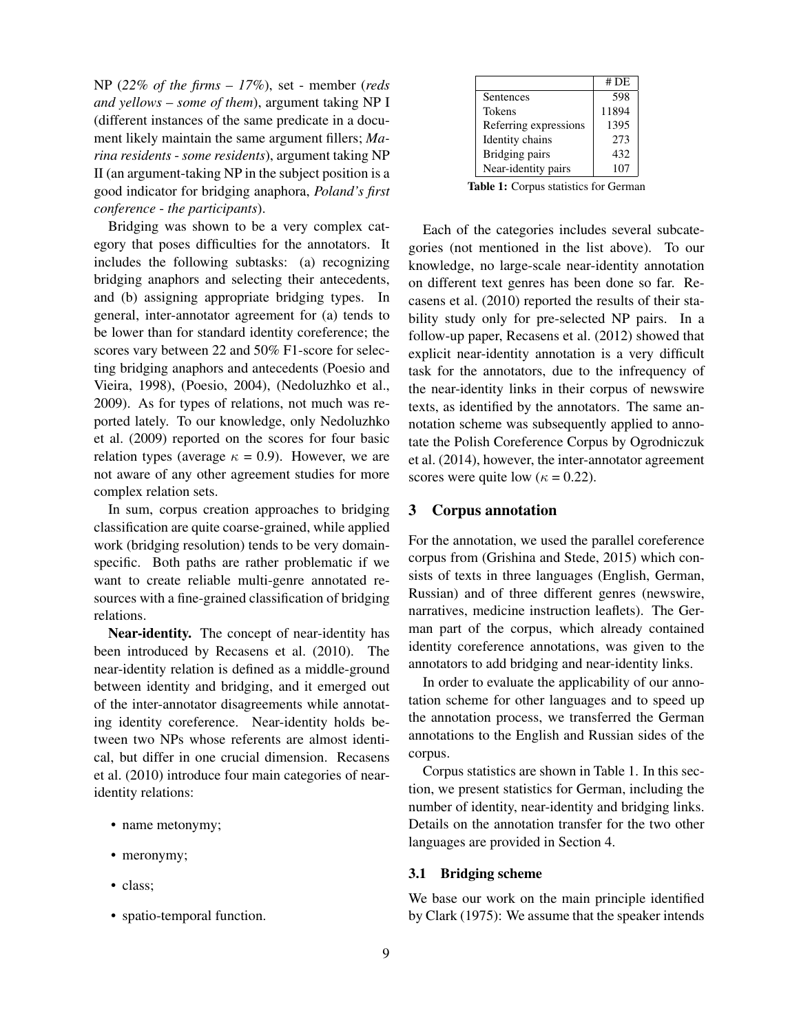NP (*22% of the firms – 17%*), set - member (*reds and yellows – some of them*), argument taking NP I (different instances of the same predicate in a document likely maintain the same argument fillers; *Marina residents - some residents*), argument taking NP II (an argument-taking NP in the subject position is a good indicator for bridging anaphora, *Poland's first conference - the participants*).

Bridging was shown to be a very complex category that poses difficulties for the annotators. It includes the following subtasks: (a) recognizing bridging anaphors and selecting their antecedents, and (b) assigning appropriate bridging types. In general, inter-annotator agreement for (a) tends to be lower than for standard identity coreference; the scores vary between 22 and 50% F1-score for selecting bridging anaphors and antecedents (Poesio and Vieira, 1998), (Poesio, 2004), (Nedoluzhko et al., 2009). As for types of relations, not much was reported lately. To our knowledge, only Nedoluzhko et al. (2009) reported on the scores for four basic relation types (average $\kappa$ = 0.9). However, we are not aware of any other agreement studies for more complex relation sets.

In sum, corpus creation approaches to bridging classification are quite coarse-grained, while applied work (bridging resolution) tends to be very domain-specific. Both paths are rather problematic if we want to create reliable multi-genre annotated resources with a fine-grained classification of bridging relations.

**Near-identity.** The concept of near-identity has been introduced by Recasens et al. (2010). The near-identity relation is defined as a middle-ground between identity and bridging, and it emerged out of the inter-annotator disagreements while annotating identity coreference. Near-identity holds between two NPs whose referents are almost identical, but differ in one crucial dimension. Recasens et al. (2010) introduce four main categories of near-identity relations:

- name metonymy;
- meronymy;
- class;
- spatio-temporal function.

| | # DE |
|---|---|
| Sentences | 598 |
| Tokens | 11894 |
| Referring expressions | 1395 |
| Identity chains | 273 |
| Bridging pairs | 432 |
| Near-identity pairs | 107 |

**Table 1:** Corpus statistics for German

Each of the categories includes several subcategories (not mentioned in the list above). To our knowledge, no large-scale near-identity annotation on different text genres has been done so far. Recasens et al. (2010) reported the results of their stability study only for pre-selected NP pairs. In a follow-up paper, Recasens et al. (2012) showed that explicit near-identity annotation is a very difficult task for the annotators, due to the infrequency of the near-identity links in their corpus of newswire texts, as identified by the annotators. The same annotation scheme was subsequently applied to annotate the Polish Coreference Corpus by Ogrodniczuk et al. (2014), however, the inter-annotator agreement scores were quite low ($\kappa$ = 0.22).

## 3 Corpus annotation

For the annotation, we used the parallel coreference corpus from (Grishina and Stede, 2015) which consists of texts in three languages (English, German, Russian) and of three different genres (newswire, narratives, medicine instruction leaflets). The German part of the corpus, which already contained identity coreference annotations, was given to the annotators to add bridging and near-identity links.

In order to evaluate the applicability of our annotation scheme for other languages and to speed up the annotation process, we transferred the German annotations to the English and Russian sides of the corpus.

Corpus statistics are shown in Table 1. In this section, we present statistics for German, including the number of identity, near-identity and bridging links. Details on the annotation transfer for the two other languages are provided in Section 4.

### 3.1 Bridging scheme

We base our work on the main principle identified by Clark (1975): We assume that the speaker intends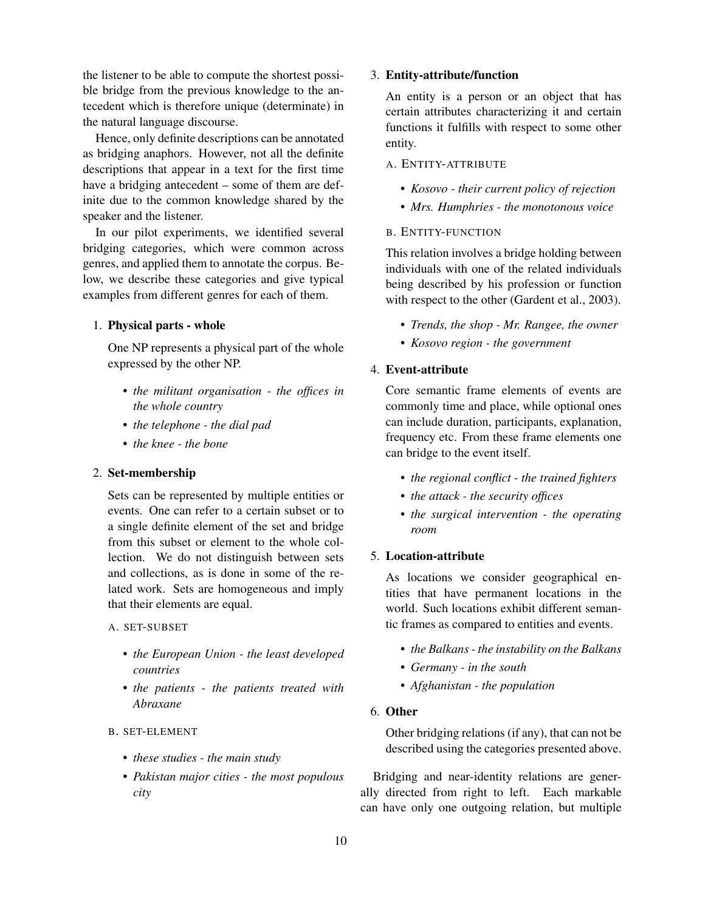the listener to be able to compute the shortest possible bridge from the previous knowledge to the antecedent which is therefore unique (determinate) in the natural language discourse.

Hence, only definite descriptions can be annotated as bridging anaphors. However, not all the definite descriptions that appear in a text for the first time have a bridging antecedent – some of them are definite due to the common knowledge shared by the speaker and the listener.

In our pilot experiments, we identified several bridging categories, which were common across genres, and applied them to annotate the corpus. Below, we describe these categories and give typical examples from different genres for each of them.

1. **Physical parts - whole**

   One NP represents a physical part of the whole expressed by the other NP.

   - *the militant organisation - the offices in the whole country*
   - *the telephone - the dial pad*
   - *the knee - the bone*

2. **Set-membership**

   Sets can be represented by multiple entities or events. One can refer to a certain subset or to a single definite element of the set and bridge from this subset or element to the whole collection. We do not distinguish between sets and collections, as is done in some of the related work. Sets are homogeneous and imply that their elements are equal.

   A. SET-SUBSET

   - *the European Union - the least developed countries*
   - *the patients - the patients treated with Abraxane*

   B. SET-ELEMENT

   - *these studies - the main study*
   - *Pakistan major cities - the most populous city*

3. **Entity-attribute/function**

   An entity is a person or an object that has certain attributes characterizing it and certain functions it fulfills with respect to some other entity.

   A. ENTITY-ATTRIBUTE

   - *Kosovo - their current policy of rejection*
   - *Mrs. Humphries - the monotonous voice*

   B. ENTITY-FUNCTION

   This relation involves a bridge holding between individuals with one of the related individuals being described by his profession or function with respect to the other (Gardent et al., 2003).

   - *Trends, the shop - Mr. Rangee, the owner*
   - *Kosovo region - the government*

4. **Event-attribute**

   Core semantic frame elements of events are commonly time and place, while optional ones can include duration, participants, explanation, frequency etc. From these frame elements one can bridge to the event itself.

   - *the regional conflict - the trained fighters*
   - *the attack - the security offices*
   - *the surgical intervention - the operating room*

5. **Location-attribute**

   As locations we consider geographical entities that have permanent locations in the world. Such locations exhibit different semantic frames as compared to entities and events.

   - *the Balkans - the instability on the Balkans*
   - *Germany - in the south*
   - *Afghanistan - the population*

6. **Other**

   Other bridging relations (if any), that can not be described using the categories presented above.

Bridging and near-identity relations are generally directed from right to left. Each markable can have only one outgoing relation, but multiple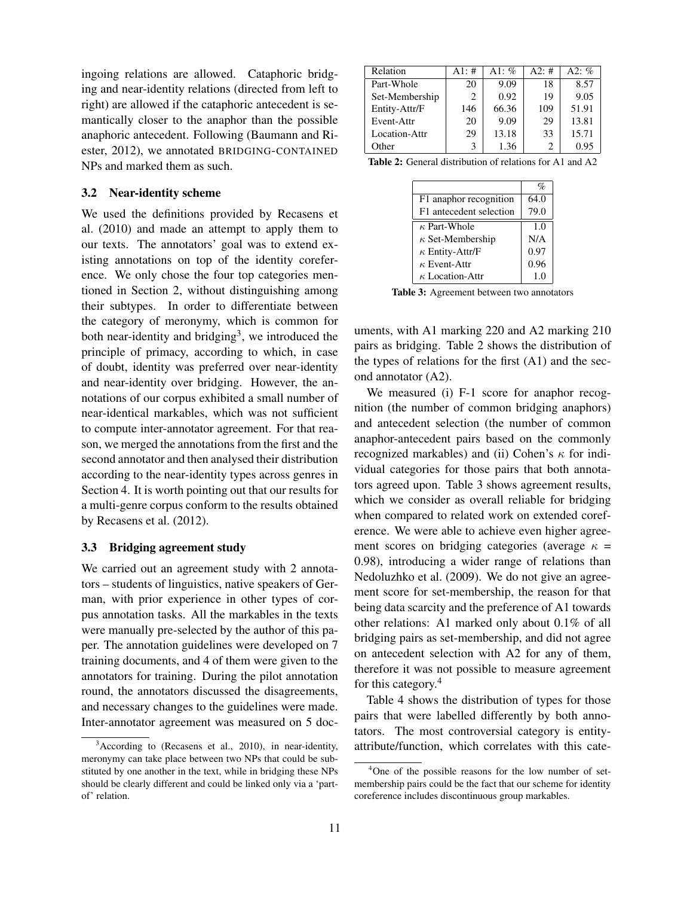ingoing relations are allowed. Cataphoric bridging and near-identity relations (directed from left to right) are allowed if the cataphoric antecedent is semantically closer to the anaphor than the possible anaphoric antecedent. Following (Baumann and Riester, 2012), we annotated BRIDGING-CONTAINED NPs and marked them as such.

### 3.2 Near-identity scheme

We used the definitions provided by Recasens et al. (2010) and made an attempt to apply them to our texts. The annotators' goal was to extend existing annotations on top of the identity coreference. We only chose the four top categories mentioned in Section 2, without distinguishing among their subtypes. In order to differentiate between the category of meronymy, which is common for both near-identity and bridging[3], we introduced the principle of primacy, according to which, in case of doubt, identity was preferred over near-identity and near-identity over bridging. However, the annotations of our corpus exhibited a small number of near-identical markables, which was not sufficient to compute inter-annotator agreement. For that reason, we merged the annotations from the first and the second annotator and then analysed their distribution according to the near-identity types across genres in Section 4. It is worth pointing out that our results for a multi-genre corpus conform to the results obtained by Recasens et al. (2012).

### 3.3 Bridging agreement study

We carried out an agreement study with 2 annotators – students of linguistics, native speakers of German, with prior experience in other types of corpus annotation tasks. All the markables in the texts were manually pre-selected by the author of this paper. The annotation guidelines were developed on 7 training documents, and 4 of them were given to the annotators for training. During the pilot annotation round, the annotators discussed the disagreements, and necessary changes to the guidelines were made. Inter-annotator agreement was measured on 5 documents, with A1 marking 220 and A2 marking 210 pairs as bridging. Table 2 shows the distribution of the types of relations for the first (A1) and the second annotator (A2).

| Relation | A1: # | A1: % | A2: # | A2: % |
|---|---|---|---|---|
| Part-Whole | 20 | 9.09 | 18 | 8.57 |
| Set-Membership | 2 | 0.92 | 19 | 9.05 |
| Entity-Attr/F | 146 | 66.36 | 109 | 51.91 |
| Event-Attr | 20 | 9.09 | 29 | 13.81 |
| Location-Attr | 29 | 13.18 | 33 | 15.71 |
| Other | 3 | 1.36 | 2 | 0.95 |

**Table 2:** General distribution of relations for A1 and A2

| | % |
|---|---|
| F1 anaphor recognition | 64.0 |
| F1 antecedent selection | 79.0 |
| $\kappa$ Part-Whole | 1.0 |
| $\kappa$ Set-Membership | N/A |
| $\kappa$ Entity-Attr/F | 0.97 |
| $\kappa$ Event-Attr | 0.96 |
| $\kappa$ Location-Attr | 1.0 |

**Table 3:** Agreement between two annotators

We measured (i) F-1 score for anaphor recognition (the number of common bridging anaphors) and antecedent selection (the number of common anaphor-antecedent pairs based on the commonly recognized markables) and (ii) Cohen's $\kappa$ for individual categories for those pairs that both annotators agreed upon. Table 3 shows agreement results, which we consider as overall reliable for bridging when compared to related work on extended coreference. We were able to achieve even higher agreement scores on bridging categories (average $\kappa$ = 0.98), introducing a wider range of relations than Nedoluzhko et al. (2009). We do not give an agreement score for set-membership, the reason for that being data scarcity and the preference of A1 towards other relations: A1 marked only about 0.1% of all bridging pairs as set-membership, and did not agree on antecedent selection with A2 for any of them, therefore it was not possible to measure agreement for this category.[4]

Table 4 shows the distribution of types for those pairs that were labelled differently by both annotators. The most controversial category is entity-attribute/function, which correlates with this cate-

[3] According to (Recasens et al., 2010), in near-identity, meronymy can take place between two NPs that could be substituted by one another in the text, while in bridging these NPs should be clearly different and could be linked only via a 'part-of' relation.

[4] One of the possible reasons for the low number of set-membership pairs could be the fact that our scheme for identity coreference includes discontinuous group markables.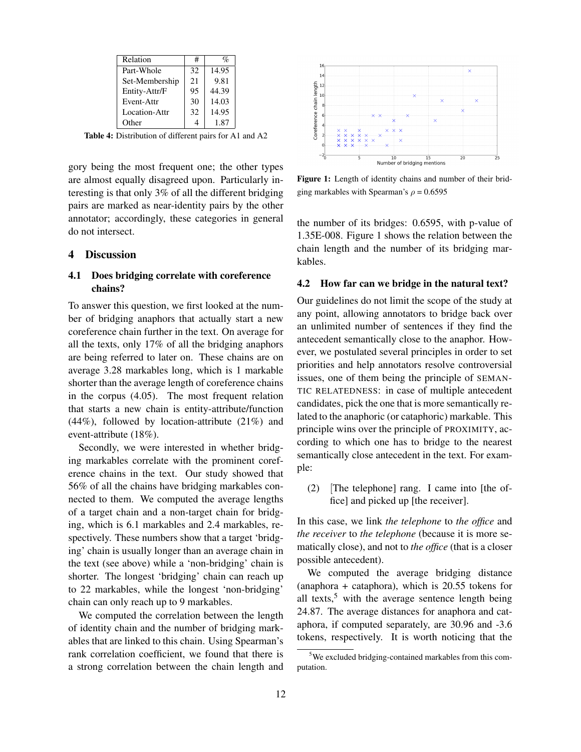| Relation | # | % |
|---|---|---|
| Part-Whole | 32 | 14.95 |
| Set-Membership | 21 | 9.81 |
| Entity-Attr/F | 95 | 44.39 |
| Event-Attr | 30 | 14.03 |
| Location-Attr | 32 | 14.95 |
| Other | 4 | 1.87 |

**Table 4:** Distribution of different pairs for A1 and A2

gory being the most frequent one; the other types are almost equally disagreed upon. Particularly interesting is that only 3% of all the different bridging pairs are marked as near-identity pairs by the other annotator; accordingly, these categories in general do not intersect.

## 4 Discussion

### 4.1 Does bridging correlate with coreference chains?

To answer this question, we first looked at the number of bridging anaphors that actually start a new coreference chain further in the text. On average for all the texts, only 17% of all the bridging anaphors are being referred to later on. These chains are on average 3.28 markables long, which is 1 markable shorter than the average length of coreference chains in the corpus (4.05). The most frequent relation that starts a new chain is entity-attribute/function (44%), followed by location-attribute (21%) and event-attribute (18%).

Secondly, we were interested in whether bridging markables correlate with the prominent coreference chains in the text. Our study showed that 56% of all the chains have bridging markables connected to them. We computed the average lengths of a target chain and a non-target chain for bridging, which is 6.1 markables and 2.4 markables, respectively. These numbers show that a target 'bridging' chain is usually longer than an average chain in the text (see above) while a 'non-bridging' chain is shorter. The longest 'bridging' chain can reach up to 22 markables, while the longest 'non-bridging' chain can only reach up to 9 markables.

We computed the correlation between the length of identity chain and the number of bridging markables that are linked to this chain. Using Spearman's rank correlation coefficient, we found that there is a strong correlation between the chain length and the number of its bridges: 0.6595, with p-value of 1.35E-008. Figure 1 shows the relation between the chain length and the number of its bridging markables.

**Figure 1:** Length of identity chains and number of their bridging markables with Spearman's $\rho = 0.6595$

### 4.2 How far can we bridge in the natural text?

Our guidelines do not limit the scope of the study at any point, allowing annotators to bridge back over an unlimited number of sentences if they find the antecedent semantically close to the anaphor. However, we postulated several principles in order to set priorities and help annotators resolve controversial issues, one of them being the principle of SEMANTIC RELATEDNESS: in case of multiple antecedent candidates, pick the one that is more semantically related to the anaphoric (or cataphoric) markable. This principle wins over the principle of PROXIMITY, according to which one has to bridge to the nearest semantically close antecedent in the text. For example:

(2) [The telephone] rang. I came into [the office] and picked up [the receiver].

In this case, we link *the telephone* to *the office* and *the receiver* to *the telephone* (because it is more sematically close), and not to *the office* (that is a closer possible antecedent).

We computed the average bridging distance (anaphora + cataphora), which is 20.55 tokens for all texts,[5] with the average sentence length being 24.87. The average distances for anaphora and cataphora, if computed separately, are 30.96 and -3.6 tokens, respectively. It is worth noticing that the

[5] We excluded bridging-contained markables from this computation.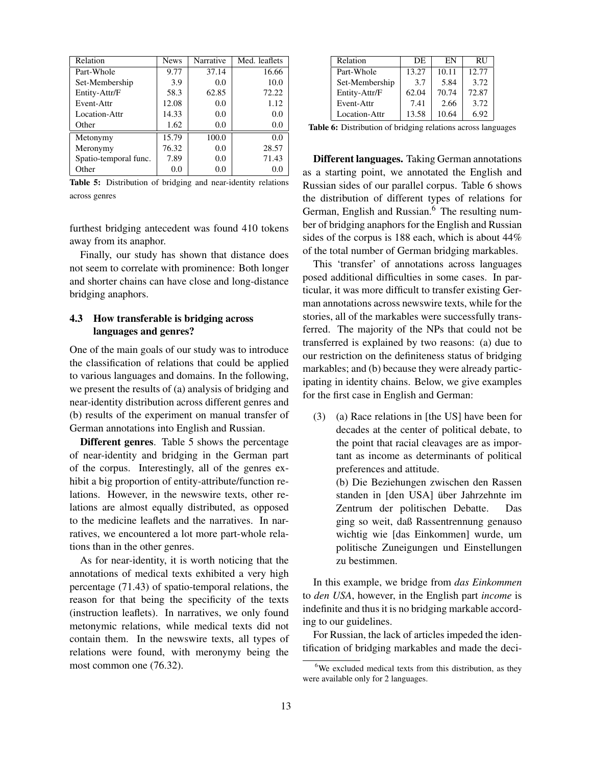| Relation | News | Narrative | Med. leaflets |
|---|---|---|---|
| Part-Whole | 9.77 | 37.14 | 16.66 |
| Set-Membership | 3.9 | 0.0 | 10.0 |
| Entity-Attr/F | 58.3 | 62.85 | 72.22 |
| Event-Attr | 12.08 | 0.0 | 1.12 |
| Location-Attr | 14.33 | 0.0 | 0.0 |
| Other | 1.62 | 0.0 | 0.0 |
| Metonymy | 15.79 | 100.0 | 0.0 |
| Meronymy | 76.32 | 0.0 | 28.57 |
| Spatio-temporal func. | 7.89 | 0.0 | 71.43 |
| Other | 0.0 | 0.0 | 0.0 |

**Table 5:** Distribution of bridging and near-identity relations across genres

furthest bridging antecedent was found 410 tokens away from its anaphor.

Finally, our study has shown that distance does not seem to correlate with prominence: Both longer and shorter chains can have close and long-distance bridging anaphors.

### 4.3 How transferable is bridging across languages and genres?

One of the main goals of our study was to introduce the classification of relations that could be applied to various languages and domains. In the following, we present the results of (a) analysis of bridging and near-identity distribution across different genres and (b) results of the experiment on manual transfer of German annotations into English and Russian.

**Different genres**. Table 5 shows the percentage of near-identity and bridging in the German part of the corpus. Interestingly, all of the genres exhibit a big proportion of entity-attribute/function relations. However, in the newswire texts, other relations are almost equally distributed, as opposed to the medicine leaflets and the narratives. In narratives, we encountered a lot more part-whole relations than in the other genres.

As for near-identity, it is worth noticing that the annotations of medical texts exhibited a very high percentage (71.43) of spatio-temporal relations, the reason for that being the specificity of the texts (instruction leaflets). In narratives, we only found metonymic relations, while medical texts did not contain them. In the newswire texts, all types of relations were found, with meronymy being the most common one (76.32).

| Relation | DE | EN | RU |
|---|---|---|---|
| Part-Whole | 13.27 | 10.11 | 12.77 |
| Set-Membership | 3.7 | 5.84 | 3.72 |
| Entity-Attr/F | 62.04 | 70.74 | 72.87 |
| Event-Attr | 7.41 | 2.66 | 3.72 |
| Location-Attr | 13.58 | 10.64 | 6.92 |

**Table 6:** Distribution of bridging relations across languages

**Different languages.** Taking German annotations as a starting point, we annotated the English and Russian sides of our parallel corpus. Table 6 shows the distribution of different types of relations for German, English and Russian.[6] The resulting number of bridging anaphors for the English and Russian sides of the corpus is 188 each, which is about 44% of the total number of German bridging markables.

This 'transfer' of annotations across languages posed additional difficulties in some cases. In particular, it was more difficult to transfer existing German annotations across newswire texts, while for the stories, all of the markables were successfully transferred. The majority of the NPs that could not be transferred is explained by two reasons: (a) due to our restriction on the definiteness status of bridging markables; and (b) because they were already participating in identity chains. Below, we give examples for the first case in English and German:

(3) (a) Race relations in [the US] have been for decades at the center of political debate, to the point that racial cleavages are as important as income as determinants of political preferences and attitude.
(b) Die Beziehungen zwischen den Rassen standen in [den USA] über Jahrzehnte im Zentrum der politischen Debatte. Das ging so weit, daß Rassentrennung genauso wichtig wie [das Einkommen] wurde, um politische Zuneigungen und Einstellungen zu bestimmen.

In this example, we bridge from *das Einkommen* to *den USA*, however, in the English part *income* is indefinite and thus it is no bridging markable according to our guidelines.

For Russian, the lack of articles impeded the identification of bridging markables and made the deci-

[6] We excluded medical texts from this distribution, as they were available only for 2 languages.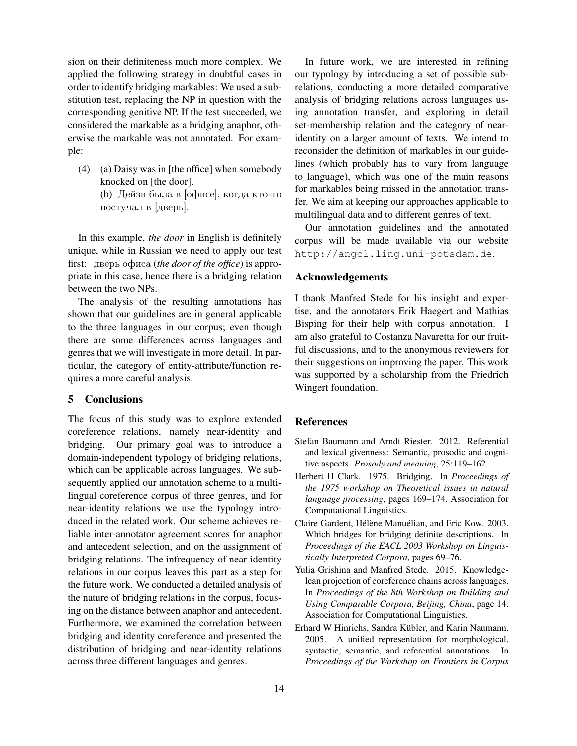sion on their definiteness much more complex. We applied the following strategy in doubtful cases in order to identify bridging markables: We used a substitution test, replacing the NP in question with the corresponding genitive NP. If the test succeeded, we considered the markable as a bridging anaphor, otherwise the markable was not annotated. For example:

(4) (a) Daisy was in [the office] when somebody knocked on [the door].
(b) Дейзи была в [офисе], когда кто-то постучал в [дверь].

In this example, *the door* in English is definitely unique, while in Russian we need to apply our test first: дверь офиса (*the door of the office*) is appropriate in this case, hence there is a bridging relation between the two NPs.

The analysis of the resulting annotations has shown that our guidelines are in general applicable to the three languages in our corpus; even though there are some differences across languages and genres that we will investigate in more detail. In particular, the category of entity-attribute/function requires a more careful analysis.

## 5 Conclusions

The focus of this study was to explore extended coreference relations, namely near-identity and bridging. Our primary goal was to introduce a domain-independent typology of bridging relations, which can be applicable across languages. We subsequently applied our annotation scheme to a multilingual coreference corpus of three genres, and for near-identity relations we use the typology introduced in the related work. Our scheme achieves reliable inter-annotator agreement scores for anaphor and antecedent selection, and on the assignment of bridging relations. The infrequency of near-identity relations in our corpus leaves this part as a step for the future work. We conducted a detailed analysis of the nature of bridging relations in the corpus, focusing on the distance between anaphor and antecedent. Furthermore, we examined the correlation between bridging and identity coreference and presented the distribution of bridging and near-identity relations across three different languages and genres.

In future work, we are interested in refining our typology by introducing a set of possible subrelations, conducting a more detailed comparative analysis of bridging relations across languages using annotation transfer, and exploring in detail set-membership relation and the category of near-identity on a larger amount of texts. We intend to reconsider the definition of markables in our guidelines (which probably has to vary from language to language), which was one of the main reasons for markables being missed in the annotation transfer. We aim at keeping our approaches applicable to multilingual data and to different genres of text.

Our annotation guidelines and the annotated corpus will be made available via our website `http://angcl.ling.uni-potsdam.de`.

## Acknowledgements

I thank Manfred Stede for his insight and expertise, and the annotators Erik Haegert and Mathias Bisping for their help with corpus annotation. I am also grateful to Costanza Navaretta for our fruitful discussions, and to the anonymous reviewers for their suggestions on improving the paper. This work was supported by a scholarship from the Friedrich Wingert foundation.

## References

Stefan Baumann and Arndt Riester. 2012. Referential and lexical givenness: Semantic, prosodic and cognitive aspects. *Prosody and meaning*, 25:119–162.

Herbert H Clark. 1975. Bridging. In *Proceedings of the 1975 workshop on Theoretical issues in natural language processing*, pages 169–174. Association for Computational Linguistics.

Claire Gardent, Hélène Manuélian, and Eric Kow. 2003. Which bridges for bridging definite descriptions. In *Proceedings of the EACL 2003 Workshop on Linguistically Interpreted Corpora*, pages 69–76.

Yulia Grishina and Manfred Stede. 2015. Knowledge-lean projection of coreference chains across languages. In *Proceedings of the 8th Workshop on Building and Using Comparable Corpora, Beijing, China*, page 14. Association for Computational Linguistics.

Erhard W Hinrichs, Sandra Kübler, and Karin Naumann. 2005. A unified representation for morphological, syntactic, semantic, and referential annotations. In *Proceedings of the Workshop on Frontiers in Corpus*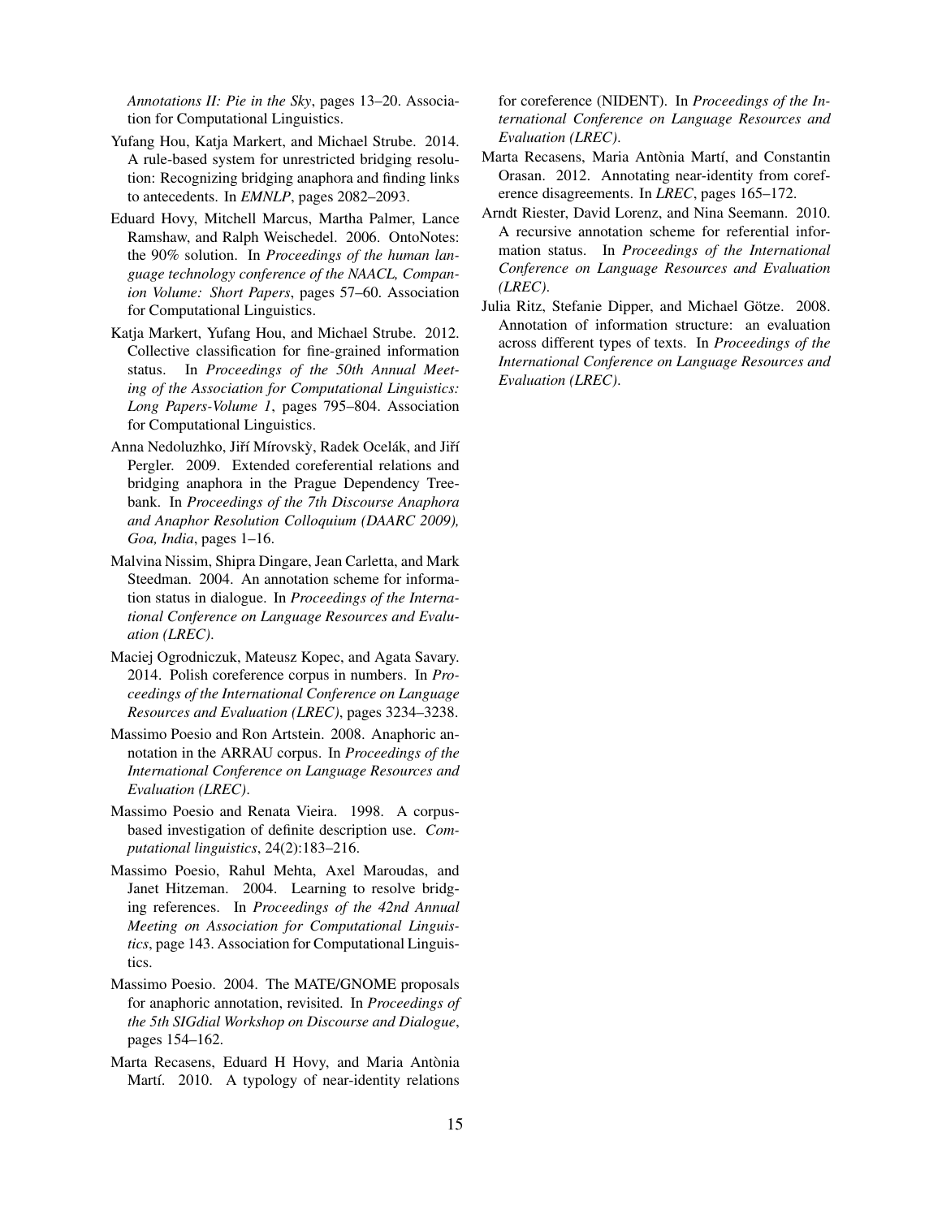*Annotations II: Pie in the Sky*, pages 13–20. Association for Computational Linguistics.

Yufang Hou, Katja Markert, and Michael Strube. 2014. A rule-based system for unrestricted bridging resolution: Recognizing bridging anaphora and finding links to antecedents. In *EMNLP*, pages 2082–2093.

Eduard Hovy, Mitchell Marcus, Martha Palmer, Lance Ramshaw, and Ralph Weischedel. 2006. OntoNotes: the 90% solution. In *Proceedings of the human language technology conference of the NAACL, Companion Volume: Short Papers*, pages 57–60. Association for Computational Linguistics.

Katja Markert, Yufang Hou, and Michael Strube. 2012. Collective classification for fine-grained information status. In *Proceedings of the 50th Annual Meeting of the Association for Computational Linguistics: Long Papers-Volume 1*, pages 795–804. Association for Computational Linguistics.

Anna Nedoluzhko, Jiří Mírovskỳ, Radek Ocelák, and Jiří Pergler. 2009. Extended coreferential relations and bridging anaphora in the Prague Dependency Treebank. In *Proceedings of the 7th Discourse Anaphora and Anaphor Resolution Colloquium (DAARC 2009), Goa, India*, pages 1–16.

Malvina Nissim, Shipra Dingare, Jean Carletta, and Mark Steedman. 2004. An annotation scheme for information status in dialogue. In *Proceedings of the International Conference on Language Resources and Evaluation (LREC)*.

Maciej Ogrodniczuk, Mateusz Kopec, and Agata Savary. 2014. Polish coreference corpus in numbers. In *Proceedings of the International Conference on Language Resources and Evaluation (LREC)*, pages 3234–3238.

Massimo Poesio and Ron Artstein. 2008. Anaphoric annotation in the ARRAU corpus. In *Proceedings of the International Conference on Language Resources and Evaluation (LREC)*.

Massimo Poesio and Renata Vieira. 1998. A corpus-based investigation of definite description use. *Computational linguistics*, 24(2):183–216.

Massimo Poesio, Rahul Mehta, Axel Maroudas, and Janet Hitzeman. 2004. Learning to resolve bridging references. In *Proceedings of the 42nd Annual Meeting on Association for Computational Linguistics*, page 143. Association for Computational Linguistics.

Massimo Poesio. 2004. The MATE/GNOME proposals for anaphoric annotation, revisited. In *Proceedings of the 5th SIGdial Workshop on Discourse and Dialogue*, pages 154–162.

Marta Recasens, Eduard H Hovy, and Maria Antònia Martí. 2010. A typology of near-identity relations for coreference (NIDENT). In *Proceedings of the International Conference on Language Resources and Evaluation (LREC)*.

Marta Recasens, Maria Antònia Martí, and Constantin Orasan. 2012. Annotating near-identity from coreference disagreements. In *LREC*, pages 165–172.

Arndt Riester, David Lorenz, and Nina Seemann. 2010. A recursive annotation scheme for referential information status. In *Proceedings of the International Conference on Language Resources and Evaluation (LREC)*.

Julia Ritz, Stefanie Dipper, and Michael Götze. 2008. Annotation of information structure: an evaluation across different types of texts. In *Proceedings of the International Conference on Language Resources and Evaluation (LREC)*.